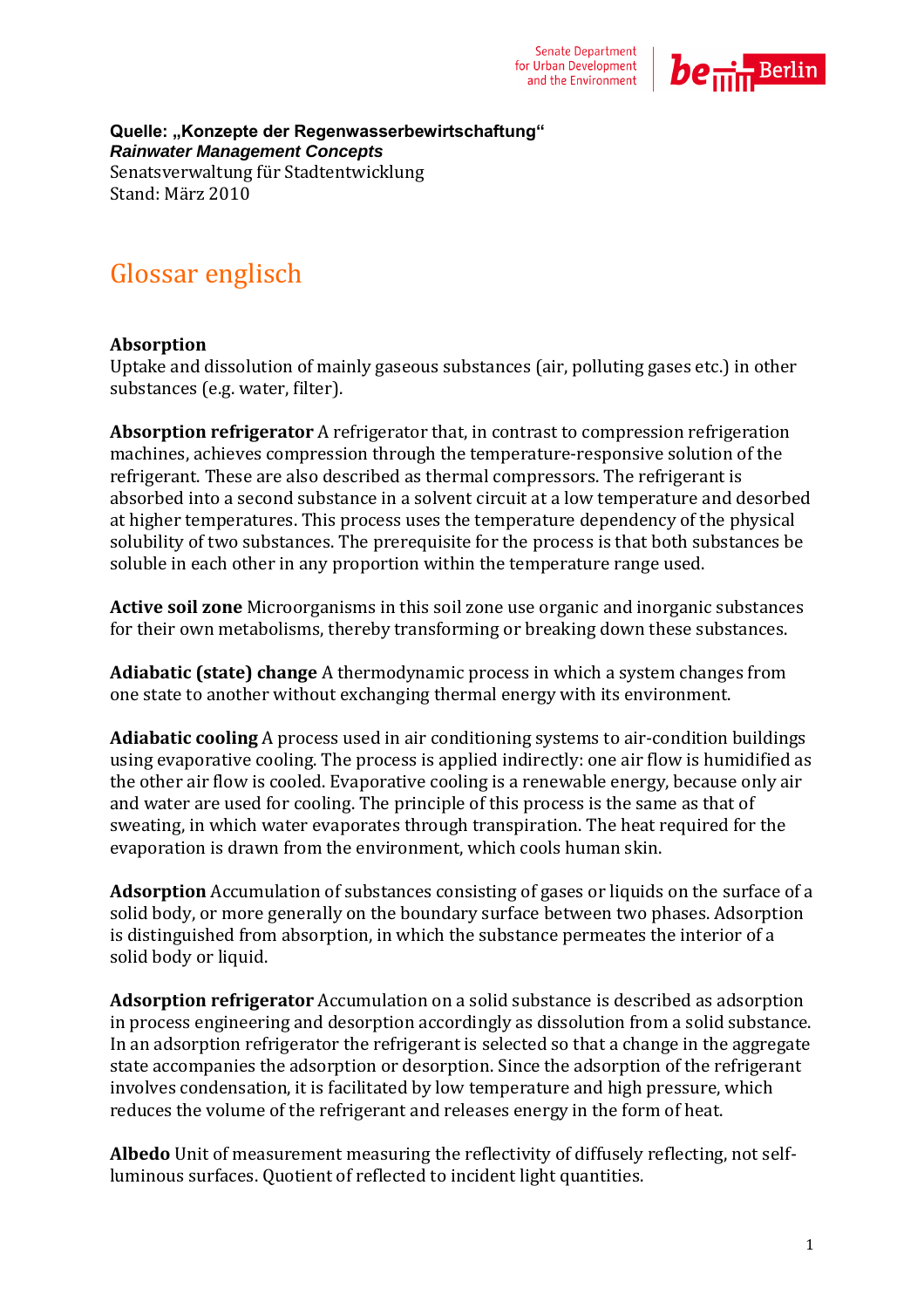**Quelle: „Konzepte der Regenwasserbewirtschaftung“**
***Rainwater Management Concepts***
Senatsverwaltung für Stadtentwicklung
Stand: März 2010

# Glossar englisch

**Absorption**
Uptake and dissolution of mainly gaseous substances (air, polluting gases etc.) in other substances (e.g. water, filter).

**Absorption refrigerator** A refrigerator that, in contrast to compression refrigeration machines, achieves compression through the temperature-responsive solution of the refrigerant. These are also described as thermal compressors. The refrigerant is absorbed into a second substance in a solvent circuit at a low temperature and desorbed at higher temperatures. This process uses the temperature dependency of the physical solubility of two substances. The prerequisite for the process is that both substances be soluble in each other in any proportion within the temperature range used.

**Active soil zone** Microorganisms in this soil zone use organic and inorganic substances for their own metabolisms, thereby transforming or breaking down these substances.

**Adiabatic (state) change** A thermodynamic process in which a system changes from one state to another without exchanging thermal energy with its environment.

**Adiabatic cooling** A process used in air conditioning systems to air-condition buildings using evaporative cooling. The process is applied indirectly: one air flow is humidified as the other air flow is cooled. Evaporative cooling is a renewable energy, because only air and water are used for cooling. The principle of this process is the same as that of sweating, in which water evaporates through transpiration. The heat required for the evaporation is drawn from the environment, which cools human skin.

**Adsorption** Accumulation of substances consisting of gases or liquids on the surface of a solid body, or more generally on the boundary surface between two phases. Adsorption is distinguished from absorption, in which the substance permeates the interior of a solid body or liquid.

**Adsorption refrigerator** Accumulation on a solid substance is described as adsorption in process engineering and desorption accordingly as dissolution from a solid substance. In an adsorption refrigerator the refrigerant is selected so that a change in the aggregate state accompanies the adsorption or desorption. Since the adsorption of the refrigerant involves condensation, it is facilitated by low temperature and high pressure, which reduces the volume of the refrigerant and releases energy in the form of heat.

**Albedo** Unit of measurement measuring the reflectivity of diffusely reflecting, not self-luminous surfaces. Quotient of reflected to incident light quantities.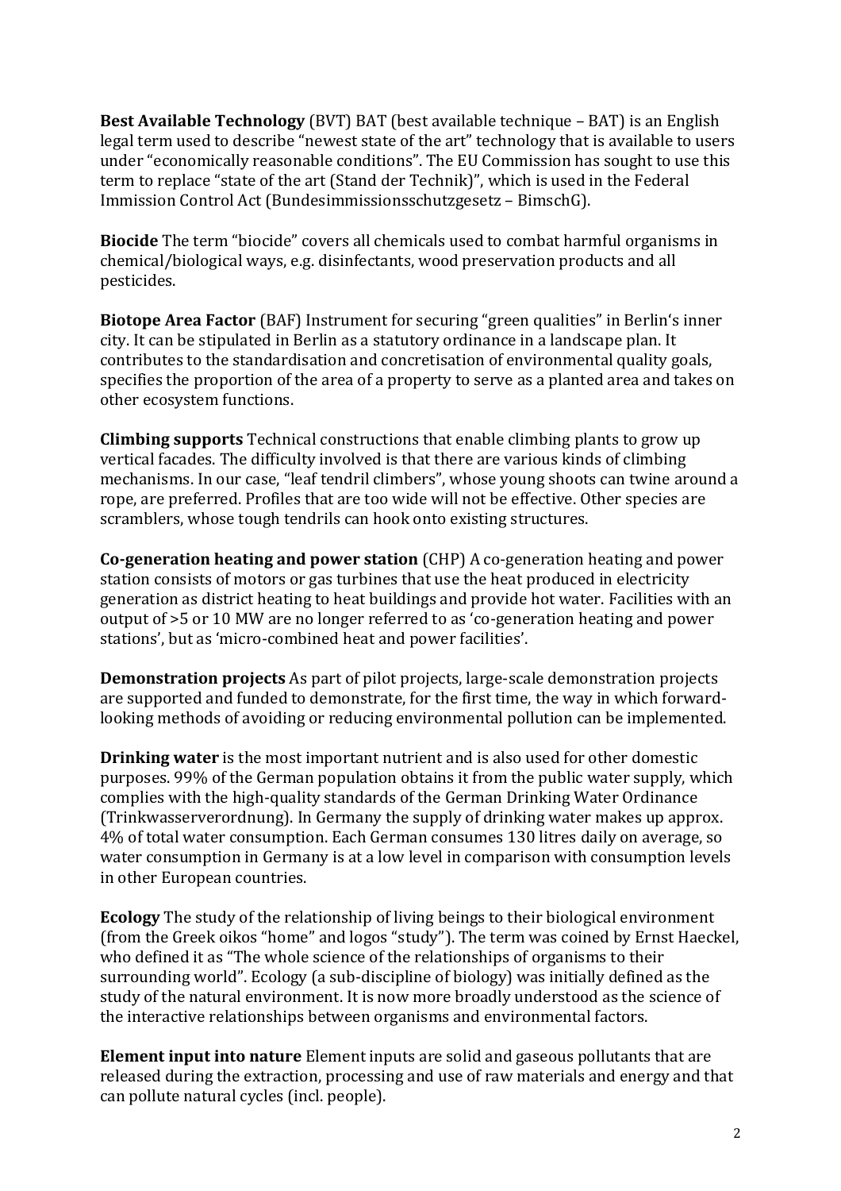**Best Available Technology** (BVT) BAT (best available technique – BAT) is an English legal term used to describe "newest state of the art" technology that is available to users under "economically reasonable conditions". The EU Commission has sought to use this term to replace "state of the art (Stand der Technik)", which is used in the Federal Immission Control Act (Bundesimmissionsschutzgesetz – BimschG).

**Biocide** The term "biocide" covers all chemicals used to combat harmful organisms in chemical/biological ways, e.g. disinfectants, wood preservation products and all pesticides.

**Biotope Area Factor** (BAF) Instrument for securing "green qualities" in Berlin's inner city. It can be stipulated in Berlin as a statutory ordinance in a landscape plan. It contributes to the standardisation and concretisation of environmental quality goals, specifies the proportion of the area of a property to serve as a planted area and takes on other ecosystem functions.

**Climbing supports** Technical constructions that enable climbing plants to grow up vertical facades. The difficulty involved is that there are various kinds of climbing mechanisms. In our case, "leaf tendril climbers", whose young shoots can twine around a rope, are preferred. Profiles that are too wide will not be effective. Other species are scramblers, whose tough tendrils can hook onto existing structures.

**Co-generation heating and power station** (CHP) A co-generation heating and power station consists of motors or gas turbines that use the heat produced in electricity generation as district heating to heat buildings and provide hot water. Facilities with an output of >5 or 10 MW are no longer referred to as 'co-generation heating and power stations', but as 'micro-combined heat and power facilities'.

**Demonstration projects** As part of pilot projects, large-scale demonstration projects are supported and funded to demonstrate, for the first time, the way in which forward-looking methods of avoiding or reducing environmental pollution can be implemented.

**Drinking water** is the most important nutrient and is also used for other domestic purposes. 99% of the German population obtains it from the public water supply, which complies with the high-quality standards of the German Drinking Water Ordinance (Trinkwasserverordnung). In Germany the supply of drinking water makes up approx. 4% of total water consumption. Each German consumes 130 litres daily on average, so water consumption in Germany is at a low level in comparison with consumption levels in other European countries.

**Ecology** The study of the relationship of living beings to their biological environment (from the Greek oikos "home" and logos "study"). The term was coined by Ernst Haeckel, who defined it as "The whole science of the relationships of organisms to their surrounding world". Ecology (a sub-discipline of biology) was initially defined as the study of the natural environment. It is now more broadly understood as the science of the interactive relationships between organisms and environmental factors.

**Element input into nature** Element inputs are solid and gaseous pollutants that are released during the extraction, processing and use of raw materials and energy and that can pollute natural cycles (incl. people).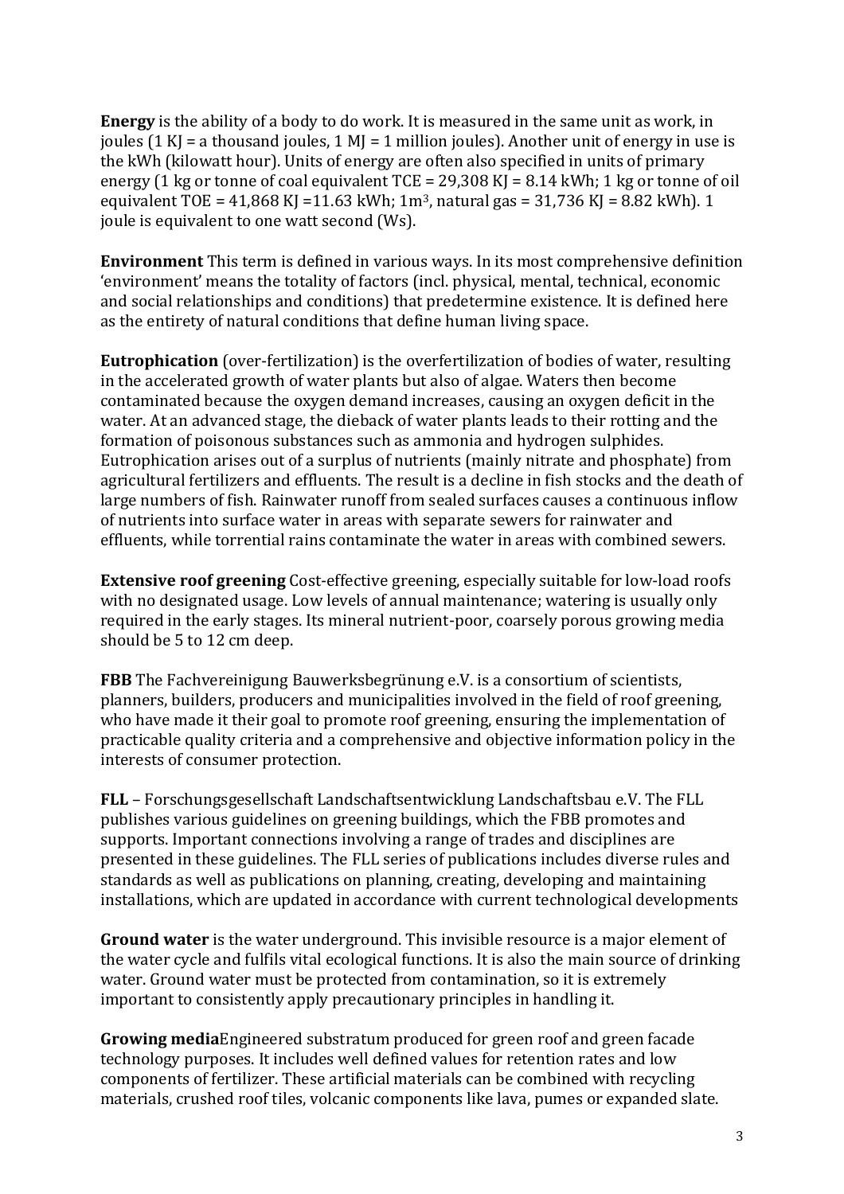**Energy** is the ability of a body to do work. It is measured in the same unit as work, in joules (1 KJ = a thousand joules, 1 MJ = 1 million joules). Another unit of energy in use is the kWh (kilowatt hour). Units of energy are often also specified in units of primary energy (1 kg or tonne of coal equivalent TCE = 29,308 KJ = 8.14 kWh; 1 kg or tonne of oil equivalent TOE = 41,868 KJ =11.63 kWh; 1m$^3$, natural gas = 31,736 KJ = 8.82 kWh). 1 joule is equivalent to one watt second (Ws).

**Environment** This term is defined in various ways. In its most comprehensive definition 'environment' means the totality of factors (incl. physical, mental, technical, economic and social relationships and conditions) that predetermine existence. It is defined here as the entirety of natural conditions that define human living space.

**Eutrophication** (over-fertilization) is the overfertilization of bodies of water, resulting in the accelerated growth of water plants but also of algae. Waters then become contaminated because the oxygen demand increases, causing an oxygen deficit in the water. At an advanced stage, the dieback of water plants leads to their rotting and the formation of poisonous substances such as ammonia and hydrogen sulphides. Eutrophication arises out of a surplus of nutrients (mainly nitrate and phosphate) from agricultural fertilizers and effluents. The result is a decline in fish stocks and the death of large numbers of fish. Rainwater runoff from sealed surfaces causes a continuous inflow of nutrients into surface water in areas with separate sewers for rainwater and effluents, while torrential rains contaminate the water in areas with combined sewers.

**Extensive roof greening** Cost-effective greening, especially suitable for low-load roofs with no designated usage. Low levels of annual maintenance; watering is usually only required in the early stages. Its mineral nutrient-poor, coarsely porous growing media should be 5 to 12 cm deep.

**FBB** The Fachvereinigung Bauwerksbegrünung e.V. is a consortium of scientists, planners, builders, producers and municipalities involved in the field of roof greening, who have made it their goal to promote roof greening, ensuring the implementation of practicable quality criteria and a comprehensive and objective information policy in the interests of consumer protection.

**FLL** – Forschungsgesellschaft Landschaftsentwicklung Landschaftsbau e.V. The FLL publishes various guidelines on greening buildings, which the FBB promotes and supports. Important connections involving a range of trades and disciplines are presented in these guidelines. The FLL series of publications includes diverse rules and standards as well as publications on planning, creating, developing and maintaining installations, which are updated in accordance with current technological developments

**Ground water** is the water underground. This invisible resource is a major element of the water cycle and fulfils vital ecological functions. It is also the main source of drinking water. Ground water must be protected from contamination, so it is extremely important to consistently apply precautionary principles in handling it.

**Growing media**Engineered substratum produced for green roof and green facade technology purposes. It includes well defined values for retention rates and low components of fertilizer. These artificial materials can be combined with recycling materials, crushed roof tiles, volcanic components like lava, pumes or expanded slate.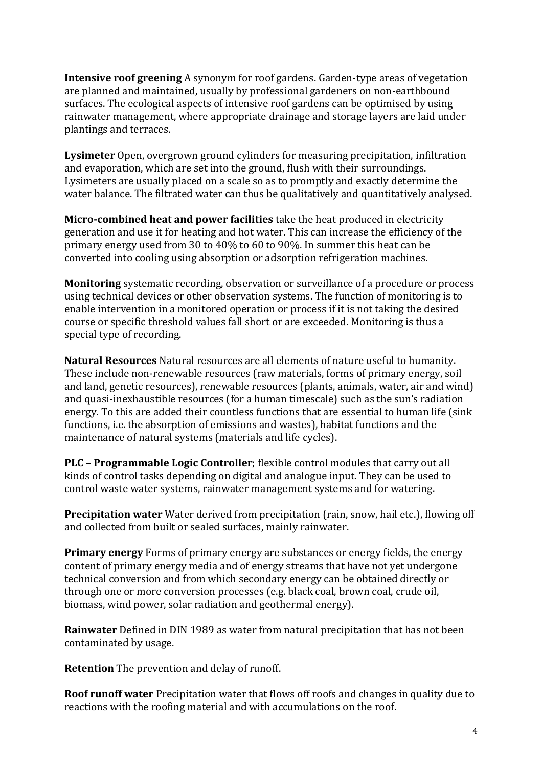**Intensive roof greening** A synonym for roof gardens. Garden-type areas of vegetation are planned and maintained, usually by professional gardeners on non-earthbound surfaces. The ecological aspects of intensive roof gardens can be optimised by using rainwater management, where appropriate drainage and storage layers are laid under plantings and terraces.

**Lysimeter** Open, overgrown ground cylinders for measuring precipitation, infiltration and evaporation, which are set into the ground, flush with their surroundings. Lysimeters are usually placed on a scale so as to promptly and exactly determine the water balance. The filtrated water can thus be qualitatively and quantitatively analysed.

**Micro-combined heat and power facilities** take the heat produced in electricity generation and use it for heating and hot water. This can increase the efficiency of the primary energy used from 30 to 40% to 60 to 90%. In summer this heat can be converted into cooling using absorption or adsorption refrigeration machines.

**Monitoring** systematic recording, observation or surveillance of a procedure or process using technical devices or other observation systems. The function of monitoring is to enable intervention in a monitored operation or process if it is not taking the desired course or specific threshold values fall short or are exceeded. Monitoring is thus a special type of recording.

**Natural Resources** Natural resources are all elements of nature useful to humanity. These include non-renewable resources (raw materials, forms of primary energy, soil and land, genetic resources), renewable resources (plants, animals, water, air and wind) and quasi-inexhaustible resources (for a human timescale) such as the sun's radiation energy. To this are added their countless functions that are essential to human life (sink functions, i.e. the absorption of emissions and wastes), habitat functions and the maintenance of natural systems (materials and life cycles).

**PLC – Programmable Logic Controller**; flexible control modules that carry out all kinds of control tasks depending on digital and analogue input. They can be used to control waste water systems, rainwater management systems and for watering.

**Precipitation water** Water derived from precipitation (rain, snow, hail etc.), flowing off and collected from built or sealed surfaces, mainly rainwater.

**Primary energy** Forms of primary energy are substances or energy fields, the energy content of primary energy media and of energy streams that have not yet undergone technical conversion and from which secondary energy can be obtained directly or through one or more conversion processes (e.g. black coal, brown coal, crude oil, biomass, wind power, solar radiation and geothermal energy).

**Rainwater** Defined in DIN 1989 as water from natural precipitation that has not been contaminated by usage.

**Retention** The prevention and delay of runoff.

**Roof runoff water** Precipitation water that flows off roofs and changes in quality due to reactions with the roofing material and with accumulations on the roof.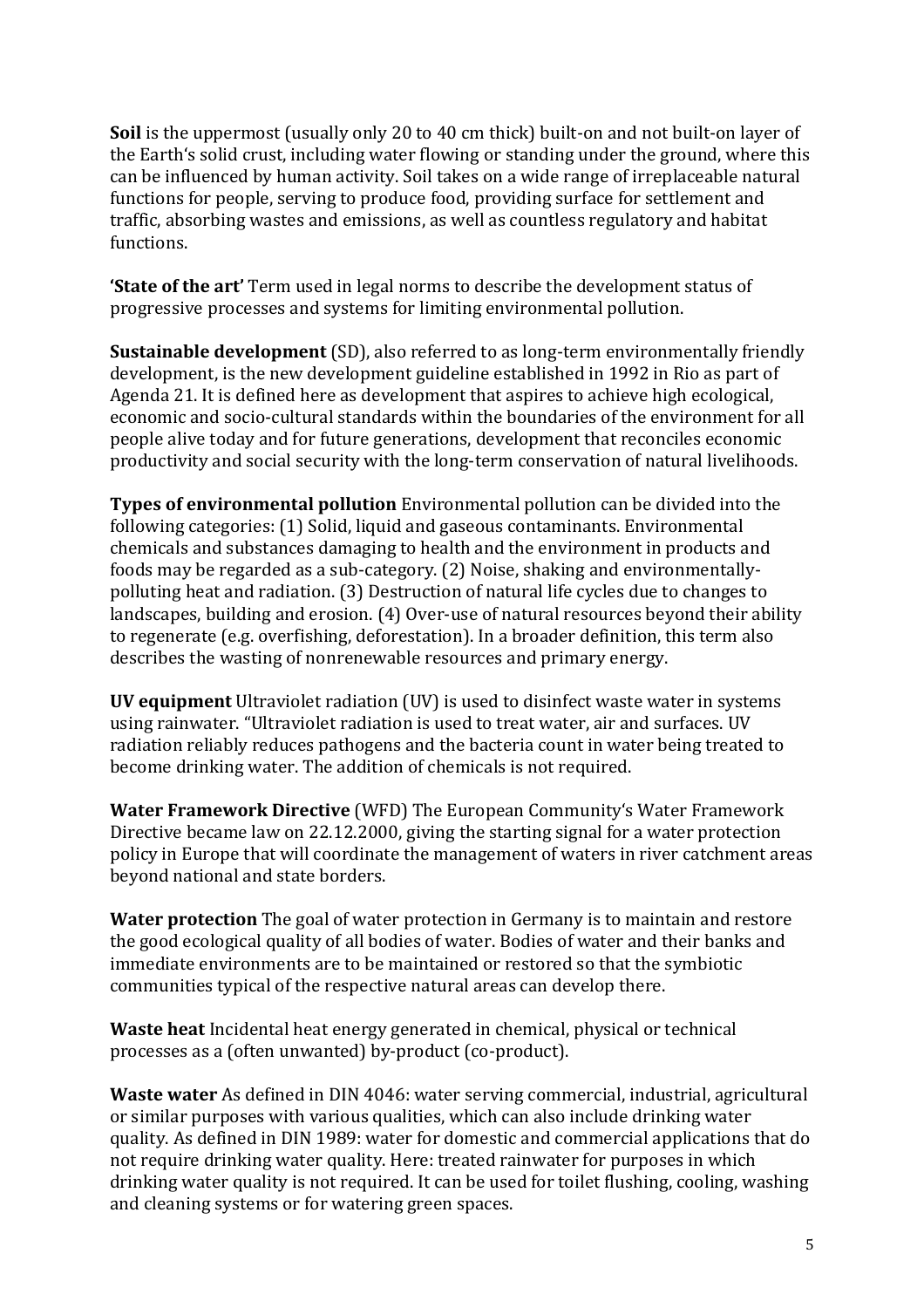**Soil** is the uppermost (usually only 20 to 40 cm thick) built-on and not built-on layer of the Earth's solid crust, including water flowing or standing under the ground, where this can be influenced by human activity. Soil takes on a wide range of irreplaceable natural functions for people, serving to produce food, providing surface for settlement and traffic, absorbing wastes and emissions, as well as countless regulatory and habitat functions.

**'State of the art'** Term used in legal norms to describe the development status of progressive processes and systems for limiting environmental pollution.

**Sustainable development** (SD), also referred to as long-term environmentally friendly development, is the new development guideline established in 1992 in Rio as part of Agenda 21. It is defined here as development that aspires to achieve high ecological, economic and socio-cultural standards within the boundaries of the environment for all people alive today and for future generations, development that reconciles economic productivity and social security with the long-term conservation of natural livelihoods.

**Types of environmental pollution** Environmental pollution can be divided into the following categories: (1) Solid, liquid and gaseous contaminants. Environmental chemicals and substances damaging to health and the environment in products and foods may be regarded as a sub-category. (2) Noise, shaking and environmentally-polluting heat and radiation. (3) Destruction of natural life cycles due to changes to landscapes, building and erosion. (4) Over-use of natural resources beyond their ability to regenerate (e.g. overfishing, deforestation). In a broader definition, this term also describes the wasting of nonrenewable resources and primary energy.

**UV equipment** Ultraviolet radiation (UV) is used to disinfect waste water in systems using rainwater. "Ultraviolet radiation is used to treat water, air and surfaces. UV radiation reliably reduces pathogens and the bacteria count in water being treated to become drinking water. The addition of chemicals is not required.

**Water Framework Directive** (WFD) The European Community's Water Framework Directive became law on 22.12.2000, giving the starting signal for a water protection policy in Europe that will coordinate the management of waters in river catchment areas beyond national and state borders.

**Water protection** The goal of water protection in Germany is to maintain and restore the good ecological quality of all bodies of water. Bodies of water and their banks and immediate environments are to be maintained or restored so that the symbiotic communities typical of the respective natural areas can develop there.

**Waste heat** Incidental heat energy generated in chemical, physical or technical processes as a (often unwanted) by-product (co-product).

**Waste water** As defined in DIN 4046: water serving commercial, industrial, agricultural or similar purposes with various qualities, which can also include drinking water quality. As defined in DIN 1989: water for domestic and commercial applications that do not require drinking water quality. Here: treated rainwater for purposes in which drinking water quality is not required. It can be used for toilet flushing, cooling, washing and cleaning systems or for watering green spaces.